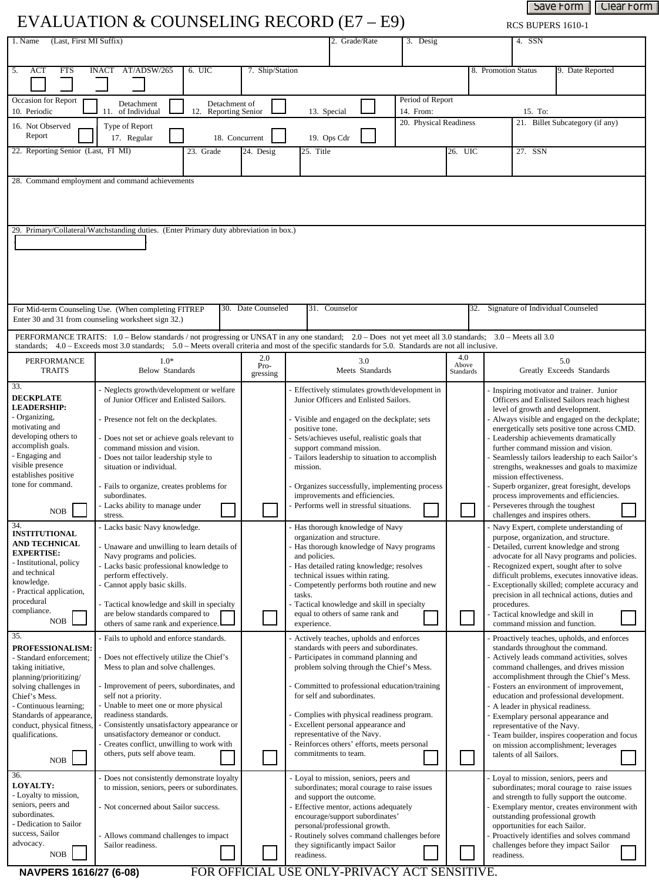# EVALUATION & COUNSELING RECORD (E7 – E9)

RCS BUPERS 1610-1

| 1. Name (Last, First MI Suffix) | 2. Grade/Rate | 3. Desig | 4. SSN |
|---|---|---|---|
| | | | |

| 5. ACT ☐ FTS ☐ INACT ☐ AT/ADSW/265 ☐ | 6. UIC | 7. Ship/Station | 8. Promotion Status | 9. Date Reported |
|---|---|---|---|---|
| | | | | |

| Occasion for Report | | | | Period of Report | |
|---|---|---|---|---|---|
| 10. Periodic ☐ | 11. Detachment of Individual ☐ | 12. Detachment of Reporting Senior ☐ | 13. Special ☐ | 14. From: | 15. To: |

| 16. Not Observed Report ☐ | Type of Report: 17. Regular ☐ 18. Concurrent ☐ 19. Ops Cdr ☐ | 20. Physical Readiness | 21. Billet Subcategory (if any) |
|---|---|---|---|
| | | | |

| 22. Reporting Senior (Last, FI MI) | 23. Grade | 24. Desig | 25. Title | 26. UIC | 27. SSN |
|---|---|---|---|---|---|
| | | | | | |

28. Command employment and command achievements

29. Primary/Collateral/Watchstanding duties. (Enter Primary duty abbreviation in box.)

| For Mid-term Counseling Use. (When completing FITREP Enter 30 and 31 from counseling worksheet sign 32.) | 30. Date Counseled | 31. Counselor | 32. Signature of Individual Counseled |
|---|---|---|---|
| | | | |

PERFORMANCE TRAITS: 1.0 – Below standards / not progressing or UNSAT in any one standard; 2.0 – Does not yet meet all 3.0 standards; 3.0 – Meets all 3.0 standards; 4.0 – Exceeds most 3.0 standards; 5.0 – Meets overall criteria and most of the specific standards for 5.0. Standards are not all inclusive.

| PERFORMANCE TRAITS | 1.0* Below Standards | 2.0 Pro-gressing | 3.0 Meets Standards | 4.0 Above Standards | 5.0 Greatly Exceeds Standards |
|---|---|---|---|---|---|
| 33. **DECKPLATE LEADERSHIP:** - Organizing, motivating and developing others to accomplish goals. - Engaging and visible presence establishes positive tone for command. NOB ☐ | - Neglects growth/development or welfare of Junior Officer and Enlisted Sailors. - Presence not felt on the deckplates. - Does not set or achieve goals relevant to command mission and vision. - Does not tailor leadership style to situation or individual. - Fails to organize, creates problems for subordinates. - Lacks ability to manage under stress. ☐ | ☐ | - Effectively stimulates growth/development in Junior Officers and Enlisted Sailors. - Visible and engaged on the deckplate; sets positive tone. - Sets/achieves useful, realistic goals that support command mission. - Tailors leadership to situation to accomplish mission. - Organizes successfully, implementing process improvements and efficiencies. - Performs well in stressful situations. ☐ | ☐ | - Inspiring motivator and trainer. Junior Officers and Enlisted Sailors reach highest level of growth and development. - Always visible and engaged on the deckplate; energetically sets positive tone across CMD. - Leadership achievements dramatically further command mission and vision. - Seamlessly tailors leadership to each Sailor's strengths, weaknesses and goals to maximize mission effectiveness. - Superb organizer, great foresight, develops process improvements and efficiencies. - Perseveres through the toughest challenges and inspires others. ☐ |
| 34. **INSTITUTIONAL AND TECHNICAL EXPERTISE:** - Institutional, policy and technical knowledge. - Practical application, procedural compliance. NOB ☐ | - Lacks basic Navy knowledge. - Unaware and unwilling to learn details of Navy programs and policies. - Lacks basic professional knowledge to perform effectively. - Cannot apply basic skills. - Tactical knowledge and skill in specialty are below standards compared to others of same rank and experience. ☐ | ☐ | - Has thorough knowledge of Navy organization and structure. - Has thorough knowledge of Navy programs and policies. - Has detailed rating knowledge; resolves technical issues within rating. - Competently performs both routine and new tasks. - Tactical knowledge and skill in specialty equal to others of same rank and experience. ☐ | ☐ | - Navy Expert, complete understanding of purpose, organization, and structure. - Detailed, current knowledge and strong advocate for all Navy programs and policies. - Recognized expert, sought after to solve difficult problems, executes innovative ideas. - Exceptionally skilled; complete accuracy and precision in all technical actions, duties and procedures. - Tactical knowledge and skill in command mission and function. ☐ |
| 35. **PROFESSIONALISM:** - Standard enforcement; taking initiative, planning/prioritizing/ solving challenges in Chief's Mess. - Continuous learning; Standards of appearance, conduct, physical fitness, qualifications. NOB ☐ | - Fails to uphold and enforce standards. - Does not effectively utilize the Chief's Mess to plan and solve challenges. - Improvement of peers, subordinates, and self not a priority. - Unable to meet one or more physical readiness standards. - Consistently unsatisfactory appearance or unsatisfactory demeanor or conduct. - Creates conflict, unwilling to work with others, puts self above team. ☐ | ☐ | - Actively teaches, upholds and enforces standards with peers and subordinates. - Participates in command planning and problem solving through the Chief's Mess. - Committed to professional education/training for self and subordinates. - Complies with physical readiness program. - Excellent personal appearance and representative of the Navy. - Reinforces others' efforts, meets personal commitments to team. ☐ | ☐ | - Proactively teaches, upholds, and enforces standards throughout the command. - Actively leads command activities, solves command challenges, and drives mission accomplishment through the Chief's Mess. - Fosters an environment of improvement, education and professional development. - A leader in physical readiness. - Exemplary personal appearance and representative of the Navy. - Team builder, inspires cooperation and focus on mission accomplishment; leverages talents of all Sailors. ☐ |
| 36. **LOYALTY:** - Loyalty to mission, seniors, peers and subordinates. - Dedication to Sailor success, Sailor advocacy. NOB ☐ | - Does not consistently demonstrate loyalty to mission, seniors, peers or subordinates. - Not concerned about Sailor success. - Allows command challenges to impact Sailor readiness. ☐ | ☐ | - Loyal to mission, seniors, peers and subordinates; moral courage to raise issues and support the outcome. - Effective mentor, actions adequately encourage/support subordinates' personal/professional growth. - Routinely solves command challenges before they significantly impact Sailor readiness. ☐ | ☐ | - Loyal to mission, seniors, peers and subordinates; moral courage to raise issues and strength to fully support the outcome. - Exemplary mentor, creates environment with outstanding professional growth opportunities for each Sailor. - Proactively identifies and solves command challenges before they impact Sailor readiness. ☐ |

NAVPERS 1616/27 (6-08) FOR OFFICIAL USE ONLY-PRIVACY ACT SENSITIVE.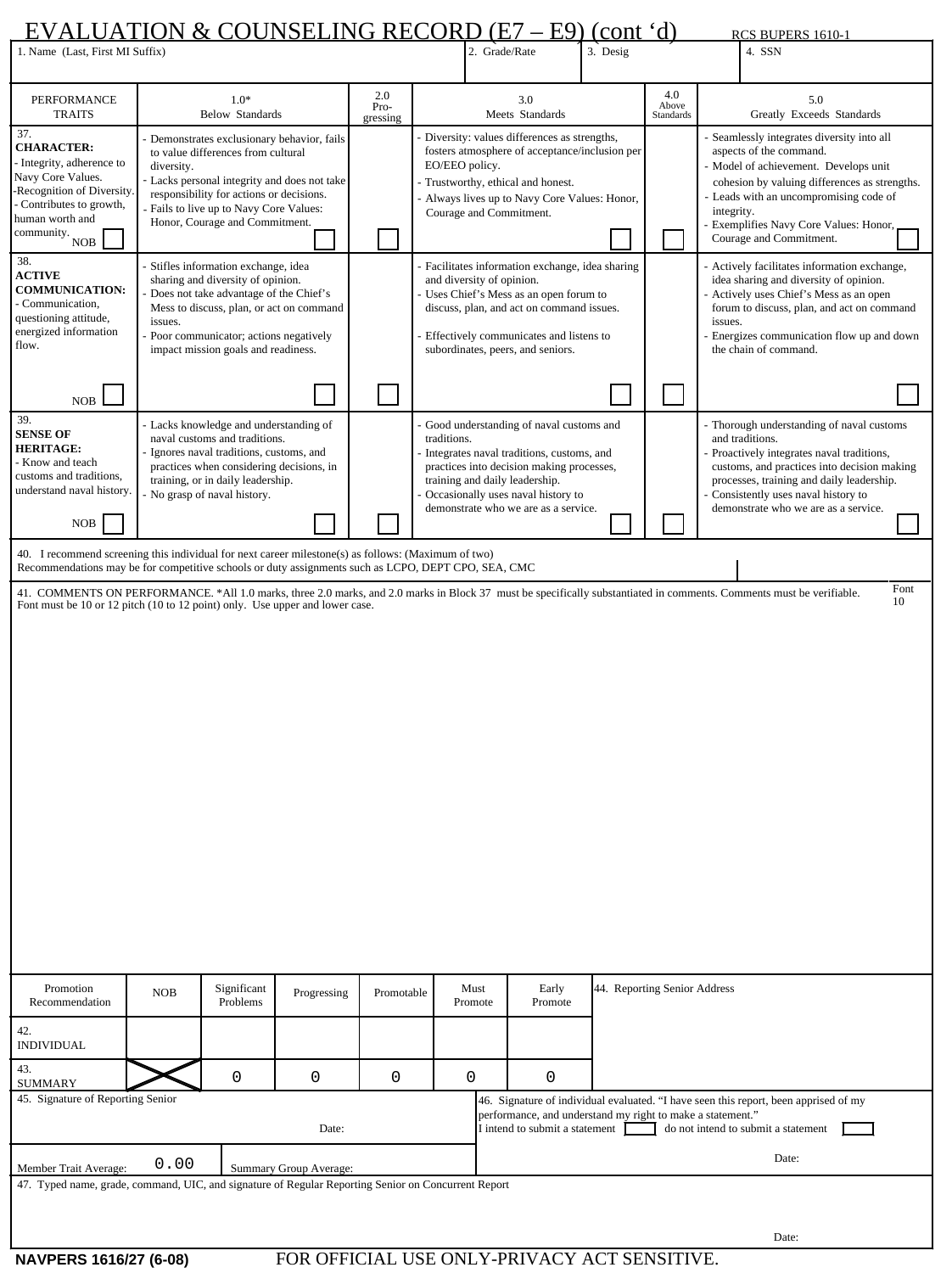# EVALUATION & COUNSELING RECORD (E7 – E9) (cont 'd)

RCS BUPERS 1610-1

| 1. Name (Last, First MI Suffix) | 2. Grade/Rate | 3. Desig | 4. SSN |
|---|---|---|---|
| | | | |

| PERFORMANCE TRAITS | 1.0* Below Standards | 2.0 Pro- gressing | 3.0 Meets Standards | 4.0 Above Standards | 5.0 Greatly Exceeds Standards |
|---|---|---|---|---|---|
| 37. **CHARACTER:** - Integrity, adherence to Navy Core Values. -Recognition of Diversity. - Contributes to growth, human worth and community. NOB ☐ | - Demonstrates exclusionary behavior, fails to value differences from cultural diversity. - Lacks personal integrity and does not take responsibility for actions or decisions. - Fails to live up to Navy Core Values: Honor, Courage and Commitment. ☐ | ☐ | - Diversity: values differences as strengths, fosters atmosphere of acceptance/inclusion per EO/EEO policy. - Trustworthy, ethical and honest. - Always lives up to Navy Core Values: Honor, Courage and Commitment. ☐ | ☐ | - Seamlessly integrates diversity into all aspects of the command. - Model of achievement. Develops unit cohesion by valuing differences as strengths. - Leads with an uncompromising code of integrity. - Exemplifies Navy Core Values: Honor, Courage and Commitment. ☐ |
| 38. **ACTIVE COMMUNICATION:** - Communication, questioning attitude, energized information flow. NOB ☐ | - Stifles information exchange, idea sharing and diversity of opinion. - Does not take advantage of the Chief's Mess to discuss, plan, or act on command issues. - Poor communicator; actions negatively impact mission goals and readiness. ☐ | ☐ | - Facilitates information exchange, idea sharing and diversity of opinion. - Uses Chief's Mess as an open forum to discuss, plan, and act on command issues. - Effectively communicates and listens to subordinates, peers, and seniors. ☐ | ☐ | - Actively facilitates information exchange, idea sharing and diversity of opinion. - Actively uses Chief's Mess as an open forum to discuss, plan, and act on command issues. - Energizes communication flow up and down the chain of command. ☐ |
| 39. **SENSE OF HERITAGE:** - Know and teach customs and traditions, understand naval history. NOB ☐ | - Lacks knowledge and understanding of naval customs and traditions. - Ignores naval traditions, customs, and practices when considering decisions, in training, or in daily leadership. - No grasp of naval history. ☐ | ☐ | - Good understanding of naval customs and traditions. - Integrates naval traditions, customs, and practices into decision making processes, training and daily leadership. - Occasionally uses naval history to demonstrate who we are as a service. ☐ | ☐ | - Thorough understanding of naval customs and traditions. - Proactively integrates naval traditions, customs, and practices into decision making processes, training and daily leadership. - Consistently uses naval history to demonstrate who we are as a service. ☐ |

40. I recommend screening this individual for next career milestone(s) as follows: (Maximum of two)
Recommendations may be for competitive schools or duty assignments such as LCPO, DEPT CPO, SEA, CMC

41. COMMENTS ON PERFORMANCE. *All 1.0 marks, three 2.0 marks, and 2.0 marks in Block 37 must be specifically substantiated in comments. Comments must be verifiable. Font must be 10 or 12 pitch (10 to 12 point) only. Use upper and lower case.

Font 10

| Promotion Recommendation | NOB | Significant Problems | Progressing | Promotable | Must Promote | Early Promote | 44. Reporting Senior Address |
|---|---|---|---|---|---|---|---|
| 42. INDIVIDUAL | | | | | | | |
| 43. SUMMARY | X | 0 | 0 | 0 | 0 | 0 | |

45. Signature of Reporting Senior

Date:

Member Trait Average: 0.00 | Summary Group Average:

46. Signature of individual evaluated. "I have seen this report, been apprised of my performance, and understand my right to make a statement."
I intend to submit a statement ☐ do not intend to submit a statement ☐

Date:

47. Typed name, grade, command, UIC, and signature of Regular Reporting Senior on Concurrent Report

Date:

**NAVPERS 1616/27 (6-08)** FOR OFFICIAL USE ONLY-PRIVACY ACT SENSITIVE.